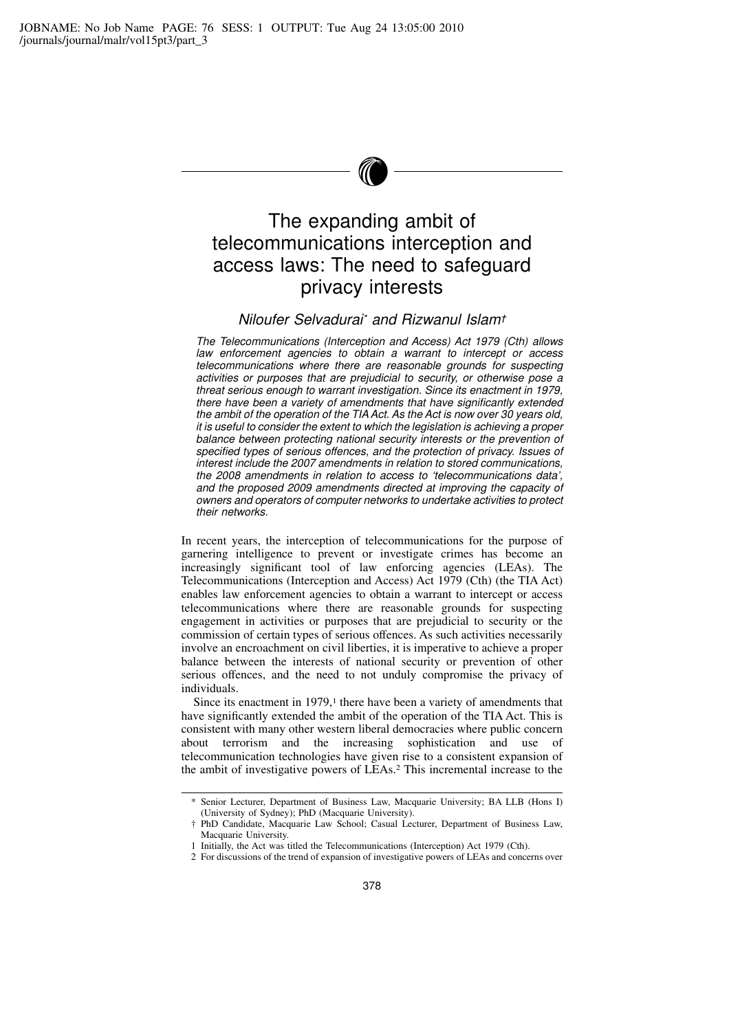# The expanding ambit of telecommunications interception and access laws: The need to safeguard privacy interests

*Niloufer Selvadurai\* and Rizwanul Islam†*

*The Telecommunications (Interception and Access) Act 1979 (Cth) allows law enforcement agencies to obtain a warrant to intercept or access telecommunications where there are reasonable grounds for suspecting activities or purposes that are prejudicial to security, or otherwise pose a threat serious enough to warrant investigation. Since its enactment in 1979, there have been a variety of amendments that have significantly extended the ambit of the operation of the TIA Act. As the Act is now over 30 years old, it is useful to consider the extent to which the legislation is achieving a proper balance between protecting national security interests or the prevention of specified types of serious offences, and the protection of privacy. Issues of interest include the 2007 amendments in relation to stored communications, the 2008 amendments in relation to access to 'telecommunications data', and the proposed 2009 amendments directed at improving the capacity of owners and operators of computer networks to undertake activities to protect their networks.*

In recent years, the interception of telecommunications for the purpose of garnering intelligence to prevent or investigate crimes has become an increasingly significant tool of law enforcing agencies (LEAs). The Telecommunications (Interception and Access) Act 1979 (Cth) (the TIA Act) enables law enforcement agencies to obtain a warrant to intercept or access telecommunications where there are reasonable grounds for suspecting engagement in activities or purposes that are prejudicial to security or the commission of certain types of serious offences. As such activities necessarily involve an encroachment on civil liberties, it is imperative to achieve a proper balance between the interests of national security or prevention of other serious offences, and the need to not unduly compromise the privacy of individuals.

Since its enactment in 1979,[1] there have been a variety of amendments that have significantly extended the ambit of the operation of the TIA Act. This is consistent with many other western liberal democracies where public concern about terrorism and the increasing sophistication and use of telecommunication technologies have given rise to a consistent expansion of the ambit of investigative powers of LEAs.[2] This incremental increase to the

\* Senior Lecturer, Department of Business Law, Macquarie University; BA LLB (Hons I) (University of Sydney); PhD (Macquarie University).

† PhD Candidate, Macquarie Law School; Casual Lecturer, Department of Business Law, Macquarie University.

1 Initially, the Act was titled the Telecommunications (Interception) Act 1979 (Cth).

2 For discussions of the trend of expansion of investigative powers of LEAs and concerns over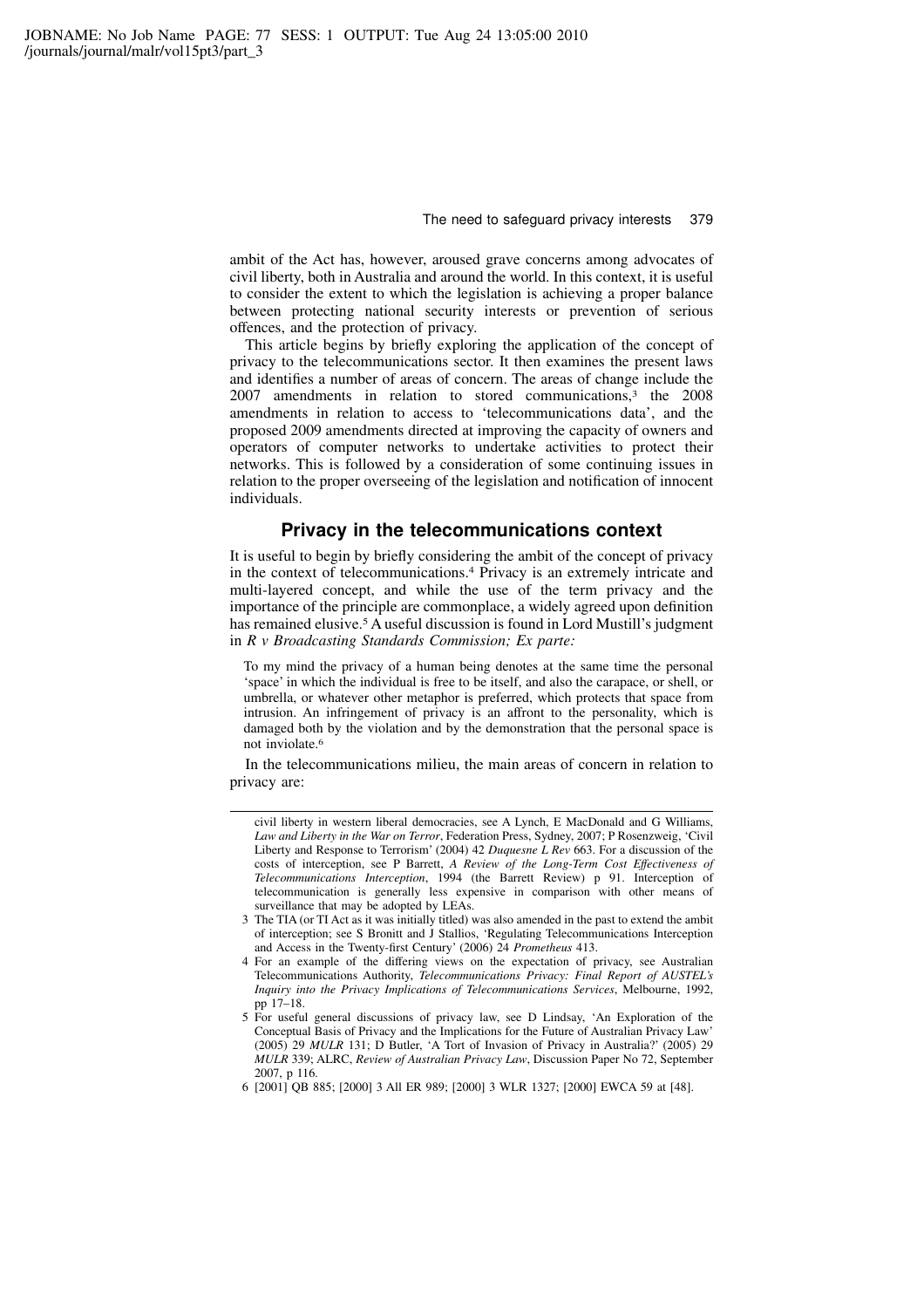ambit of the Act has, however, aroused grave concerns among advocates of civil liberty, both in Australia and around the world. In this context, it is useful to consider the extent to which the legislation is achieving a proper balance between protecting national security interests or prevention of serious offences, and the protection of privacy.

This article begins by briefly exploring the application of the concept of privacy to the telecommunications sector. It then examines the present laws and identifies a number of areas of concern. The areas of change include the 2007 amendments in relation to stored communications,[3] the 2008 amendments in relation to access to 'telecommunications data', and the proposed 2009 amendments directed at improving the capacity of owners and operators of computer networks to undertake activities to protect their networks. This is followed by a consideration of some continuing issues in relation to the proper overseeing of the legislation and notification of innocent individuals.

## Privacy in the telecommunications context

It is useful to begin by briefly considering the ambit of the concept of privacy in the context of telecommunications.[4] Privacy is an extremely intricate and multi-layered concept, and while the use of the term privacy and the importance of the principle are commonplace, a widely agreed upon definition has remained elusive.[5] A useful discussion is found in Lord Mustill's judgment in *R v Broadcasting Standards Commission; Ex parte:*

> To my mind the privacy of a human being denotes at the same time the personal 'space' in which the individual is free to be itself, and also the carapace, or shell, or umbrella, or whatever other metaphor is preferred, which protects that space from intrusion. An infringement of privacy is an affront to the personality, which is damaged both by the violation and by the demonstration that the personal space is not inviolate.[6]

In the telecommunications milieu, the main areas of concern in relation to privacy are:

---

civil liberty in western liberal democracies, see A Lynch, E MacDonald and G Williams, *Law and Liberty in the War on Terror*, Federation Press, Sydney, 2007; P Rosenzweig, 'Civil Liberty and Response to Terrorism' (2004) 42 *Duquesne L Rev* 663. For a discussion of the costs of interception, see P Barrett, *A Review of the Long-Term Cost Effectiveness of Telecommunications Interception*, 1994 (the Barrett Review) p 91. Interception of telecommunication is generally less expensive in comparison with other means of surveillance that may be adopted by LEAs.

3 The TIA (or TI Act as it was initially titled) was also amended in the past to extend the ambit of interception; see S Bronitt and J Stallios, 'Regulating Telecommunications Interception and Access in the Twenty-first Century' (2006) 24 *Prometheus* 413.

4 For an example of the differing views on the expectation of privacy, see Australian Telecommunications Authority, *Telecommunications Privacy: Final Report of AUSTEL's Inquiry into the Privacy Implications of Telecommunications Services*, Melbourne, 1992, pp 17–18.

5 For useful general discussions of privacy law, see D Lindsay, 'An Exploration of the Conceptual Basis of Privacy and the Implications for the Future of Australian Privacy Law' (2005) 29 *MULR* 131; D Butler, 'A Tort of Invasion of Privacy in Australia?' (2005) 29 *MULR* 339; ALRC, *Review of Australian Privacy Law*, Discussion Paper No 72, September 2007, p 116.

6 [2001] QB 885; [2000] 3 All ER 989; [2000] 3 WLR 1327; [2000] EWCA 59 at [48].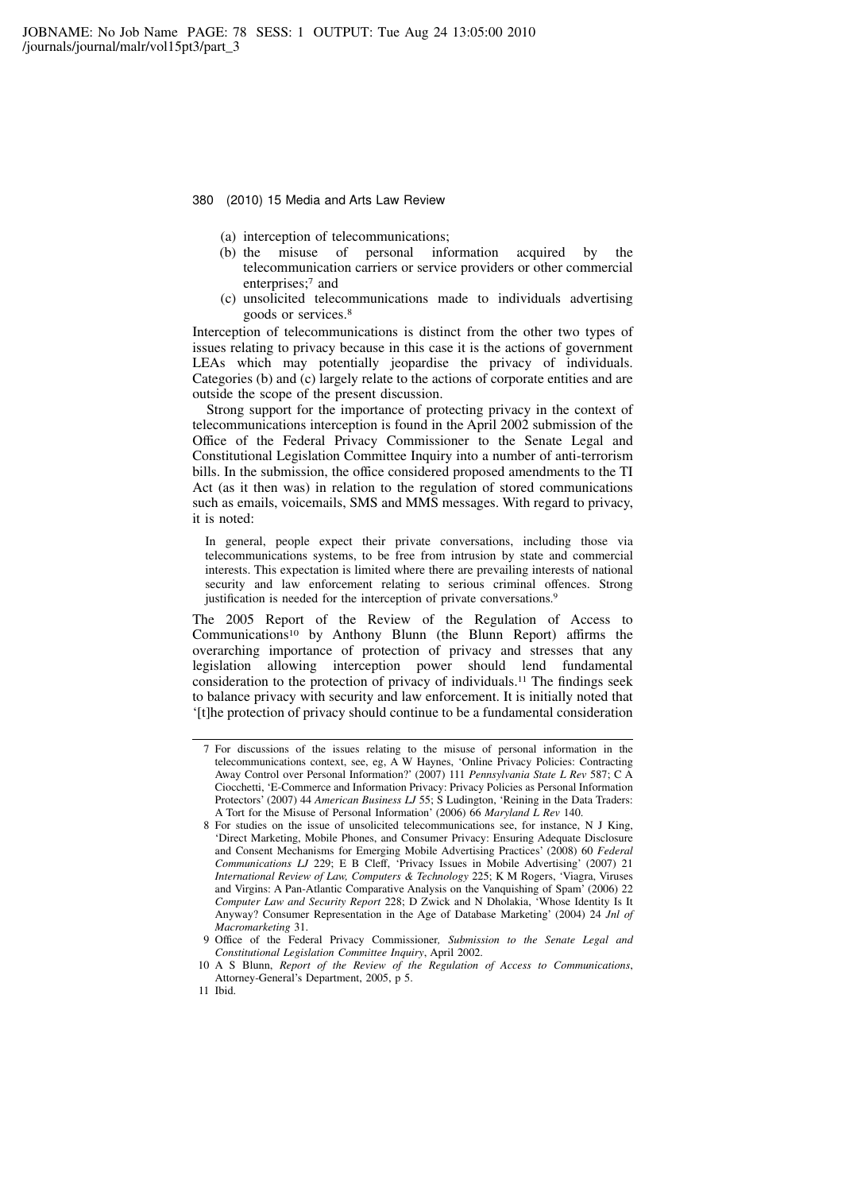(a) interception of telecommunications;
(b) the misuse of personal information acquired by the telecommunication carriers or service providers or other commercial enterprises;[7] and
(c) unsolicited telecommunications made to individuals advertising goods or services.[8]

Interception of telecommunications is distinct from the other two types of issues relating to privacy because in this case it is the actions of government LEAs which may potentially jeopardise the privacy of individuals. Categories (b) and (c) largely relate to the actions of corporate entities and are outside the scope of the present discussion.

Strong support for the importance of protecting privacy in the context of telecommunications interception is found in the April 2002 submission of the Office of the Federal Privacy Commissioner to the Senate Legal and Constitutional Legislation Committee Inquiry into a number of anti-terrorism bills. In the submission, the office considered proposed amendments to the TI Act (as it then was) in relation to the regulation of stored communications such as emails, voicemails, SMS and MMS messages. With regard to privacy, it is noted:

> In general, people expect their private conversations, including those via telecommunications systems, to be free from intrusion by state and commercial interests. This expectation is limited where there are prevailing interests of national security and law enforcement relating to serious criminal offences. Strong justification is needed for the interception of private conversations.[9]

The 2005 Report of the Review of the Regulation of Access to Communications[10] by Anthony Blunn (the Blunn Report) affirms the overarching importance of protection of privacy and stresses that any legislation allowing interception power should lend fundamental consideration to the protection of privacy of individuals.[11] The findings seek to balance privacy with security and law enforcement. It is initially noted that '[t]he protection of privacy should continue to be a fundamental consideration

---

7 For discussions of the issues relating to the misuse of personal information in the telecommunications context, see, eg, A W Haynes, 'Online Privacy Policies: Contracting Away Control over Personal Information?' (2007) 111 *Pennsylvania State L Rev* 587; C A Ciocchetti, 'E-Commerce and Information Privacy: Privacy Policies as Personal Information Protectors' (2007) 44 *American Business LJ* 55; S Ludington, 'Reining in the Data Traders: A Tort for the Misuse of Personal Information' (2006) 66 *Maryland L Rev* 140.

8 For studies on the issue of unsolicited telecommunications see, for instance, N J King, 'Direct Marketing, Mobile Phones, and Consumer Privacy: Ensuring Adequate Disclosure and Consent Mechanisms for Emerging Mobile Advertising Practices' (2008) 60 *Federal Communications LJ* 229; E B Cleff, 'Privacy Issues in Mobile Advertising' (2007) 21 *International Review of Law, Computers & Technology* 225; K M Rogers, 'Viagra, Viruses and Virgins: A Pan-Atlantic Comparative Analysis on the Vanquishing of Spam' (2006) 22 *Computer Law and Security Report* 228; D Zwick and N Dholakia, 'Whose Identity Is It Anyway? Consumer Representation in the Age of Database Marketing' (2004) 24 *Jnl of Macromarketing* 31.

9 Office of the Federal Privacy Commissioner, *Submission to the Senate Legal and Constitutional Legislation Committee Inquiry*, April 2002.

10 A S Blunn, *Report of the Review of the Regulation of Access to Communications*, Attorney-General's Department, 2005, p 5.

11 Ibid.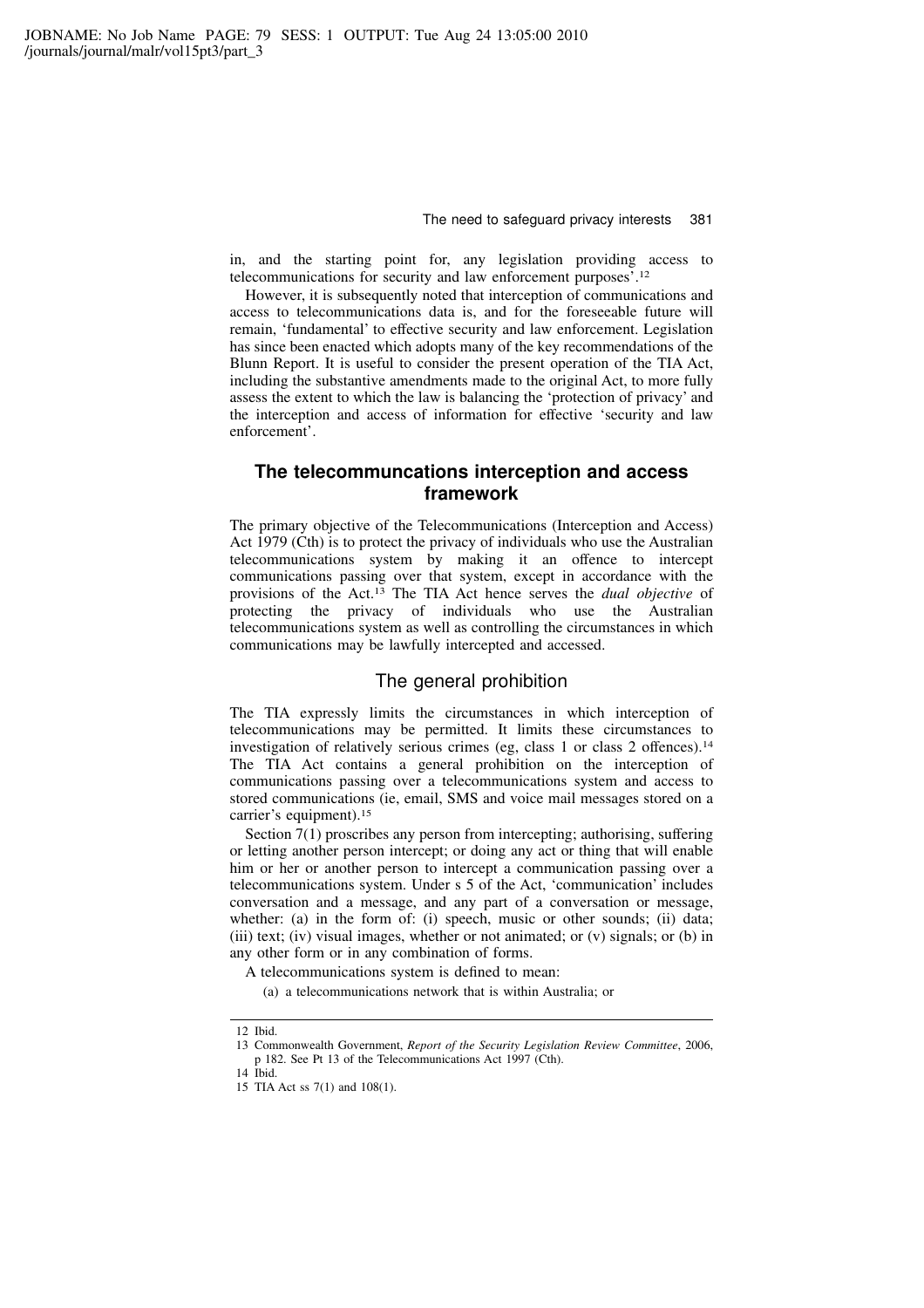in, and the starting point for, any legislation providing access to telecommunications for security and law enforcement purposes'.[12]

However, it is subsequently noted that interception of communications and access to telecommunications data is, and for the foreseeable future will remain, 'fundamental' to effective security and law enforcement. Legislation has since been enacted which adopts many of the key recommendations of the Blunn Report. It is useful to consider the present operation of the TIA Act, including the substantive amendments made to the original Act, to more fully assess the extent to which the law is balancing the 'protection of privacy' and the interception and access of information for effective 'security and law enforcement'.

## The telecommuncations interception and access framework

The primary objective of the Telecommunications (Interception and Access) Act 1979 (Cth) is to protect the privacy of individuals who use the Australian telecommunications system by making it an offence to intercept communications passing over that system, except in accordance with the provisions of the Act.[13] The TIA Act hence serves the *dual objective* of protecting the privacy of individuals who use the Australian telecommunications system as well as controlling the circumstances in which communications may be lawfully intercepted and accessed.

### The general prohibition

The TIA expressly limits the circumstances in which interception of telecommunications may be permitted. It limits these circumstances to investigation of relatively serious crimes (eg, class 1 or class 2 offences).[14] The TIA Act contains a general prohibition on the interception of communications passing over a telecommunications system and access to stored communications (ie, email, SMS and voice mail messages stored on a carrier's equipment).[15]

Section 7(1) proscribes any person from intercepting; authorising, suffering or letting another person intercept; or doing any act or thing that will enable him or her or another person to intercept a communication passing over a telecommunications system. Under s 5 of the Act, 'communication' includes conversation and a message, and any part of a conversation or message, whether: (a) in the form of: (i) speech, music or other sounds; (ii) data; (iii) text; (iv) visual images, whether or not animated; or (v) signals; or (b) in any other form or in any combination of forms.

A telecommunications system is defined to mean:

(a) a telecommunications network that is within Australia; or

---

12 Ibid.

13 Commonwealth Government, *Report of the Security Legislation Review Committee*, 2006, p 182. See Pt 13 of the Telecommunications Act 1997 (Cth).

14 Ibid.

15 TIA Act ss 7(1) and 108(1).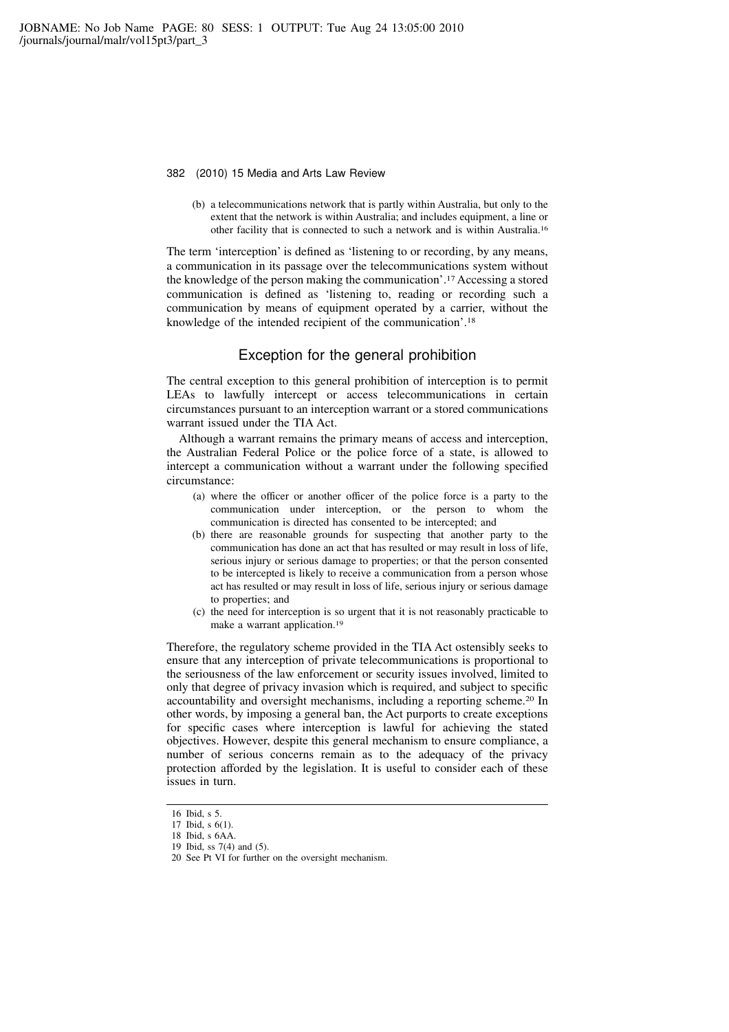(b) a telecommunications network that is partly within Australia, but only to the extent that the network is within Australia; and includes equipment, a line or other facility that is connected to such a network and is within Australia.[16]

The term 'interception' is defined as 'listening to or recording, by any means, a communication in its passage over the telecommunications system without the knowledge of the person making the communication'.[17] Accessing a stored communication is defined as 'listening to, reading or recording such a communication by means of equipment operated by a carrier, without the knowledge of the intended recipient of the communication'.[18]

## Exception for the general prohibition

The central exception to this general prohibition of interception is to permit LEAs to lawfully intercept or access telecommunications in certain circumstances pursuant to an interception warrant or a stored communications warrant issued under the TIA Act.

Although a warrant remains the primary means of access and interception, the Australian Federal Police or the police force of a state, is allowed to intercept a communication without a warrant under the following specified circumstance:

(a) where the officer or another officer of the police force is a party to the communication under interception, or the person to whom the communication is directed has consented to be intercepted; and
(b) there are reasonable grounds for suspecting that another party to the communication has done an act that has resulted or may result in loss of life, serious injury or serious damage to properties; or that the person consented to be intercepted is likely to receive a communication from a person whose act has resulted or may result in loss of life, serious injury or serious damage to properties; and
(c) the need for interception is so urgent that it is not reasonably practicable to make a warrant application.[19]

Therefore, the regulatory scheme provided in the TIA Act ostensibly seeks to ensure that any interception of private telecommunications is proportional to the seriousness of the law enforcement or security issues involved, limited to only that degree of privacy invasion which is required, and subject to specific accountability and oversight mechanisms, including a reporting scheme.[20] In other words, by imposing a general ban, the Act purports to create exceptions for specific cases where interception is lawful for achieving the stated objectives. However, despite this general mechanism to ensure compliance, a number of serious concerns remain as to the adequacy of the privacy protection afforded by the legislation. It is useful to consider each of these issues in turn.

---

16 Ibid, s 5.
17 Ibid, s 6(1).
18 Ibid, s 6AA.
19 Ibid, ss 7(4) and (5).
20 See Pt VI for further on the oversight mechanism.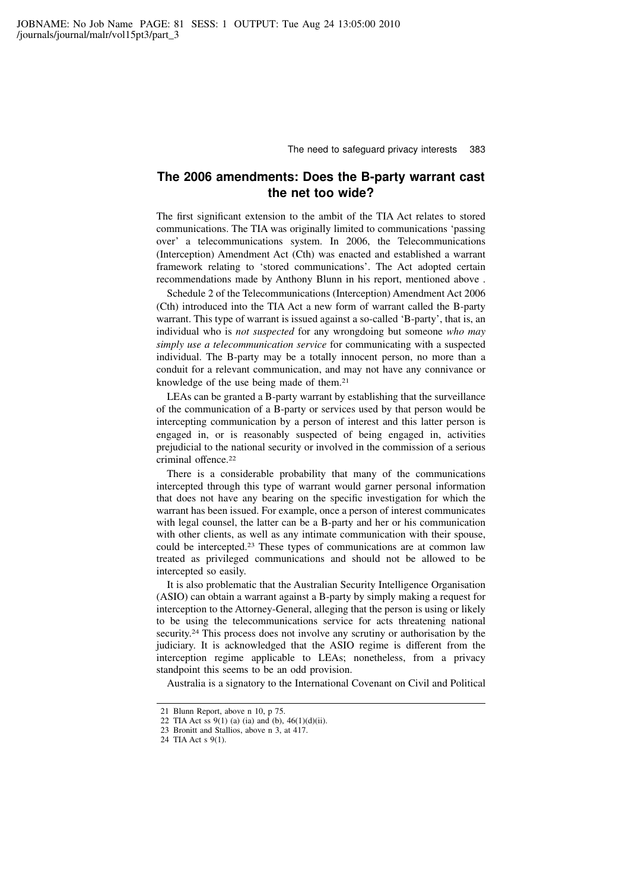## The 2006 amendments: Does the B-party warrant cast the net too wide?

The first significant extension to the ambit of the TIA Act relates to stored communications. The TIA was originally limited to communications 'passing over' a telecommunications system. In 2006, the Telecommunications (Interception) Amendment Act (Cth) was enacted and established a warrant framework relating to 'stored communications'. The Act adopted certain recommendations made by Anthony Blunn in his report, mentioned above .

Schedule 2 of the Telecommunications (Interception) Amendment Act 2006 (Cth) introduced into the TIA Act a new form of warrant called the B-party warrant. This type of warrant is issued against a so-called 'B-party', that is, an individual who is *not suspected* for any wrongdoing but someone *who may simply use a telecommunication service* for communicating with a suspected individual. The B-party may be a totally innocent person, no more than a conduit for a relevant communication, and may not have any connivance or knowledge of the use being made of them.[21]

LEAs can be granted a B-party warrant by establishing that the surveillance of the communication of a B-party or services used by that person would be intercepting communication by a person of interest and this latter person is engaged in, or is reasonably suspected of being engaged in, activities prejudicial to the national security or involved in the commission of a serious criminal offence.[22]

There is a considerable probability that many of the communications intercepted through this type of warrant would garner personal information that does not have any bearing on the specific investigation for which the warrant has been issued. For example, once a person of interest communicates with legal counsel, the latter can be a B-party and her or his communication with other clients, as well as any intimate communication with their spouse, could be intercepted.[23] These types of communications are at common law treated as privileged communications and should not be allowed to be intercepted so easily.

It is also problematic that the Australian Security Intelligence Organisation (ASIO) can obtain a warrant against a B-party by simply making a request for interception to the Attorney-General, alleging that the person is using or likely to be using the telecommunications service for acts threatening national security.[24] This process does not involve any scrutiny or authorisation by the judiciary. It is acknowledged that the ASIO regime is different from the interception regime applicable to LEAs; nonetheless, from a privacy standpoint this seems to be an odd provision.

Australia is a signatory to the International Covenant on Civil and Political

---

21 Blunn Report, above n 10, p 75.

22 TIA Act ss 9(1) (a) (ia) and (b), 46(1)(d)(ii).

23 Bronitt and Stallios, above n 3, at 417.

24 TIA Act s 9(1).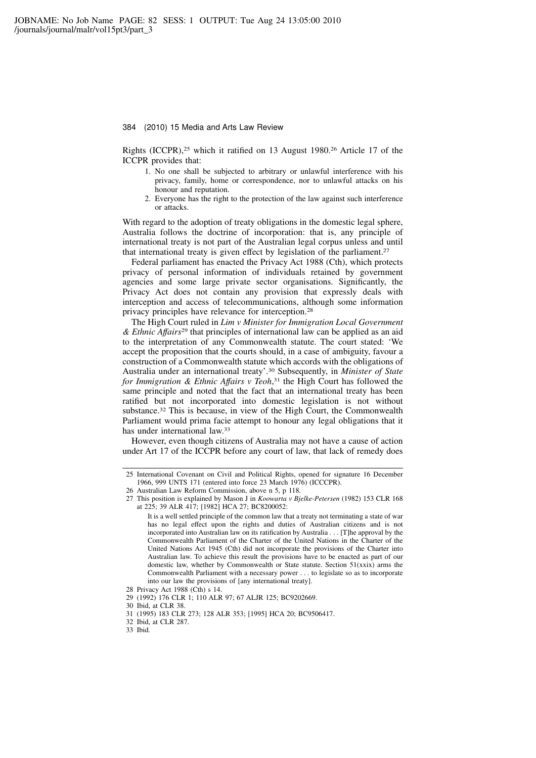Rights (ICCPR),[25] which it ratified on 13 August 1980.[26] Article 17 of the ICCPR provides that:

1. No one shall be subjected to arbitrary or unlawful interference with his privacy, family, home or correspondence, nor to unlawful attacks on his honour and reputation.
2. Everyone has the right to the protection of the law against such interference or attacks.

With regard to the adoption of treaty obligations in the domestic legal sphere, Australia follows the doctrine of incorporation: that is, any principle of international treaty is not part of the Australian legal corpus unless and until that international treaty is given effect by legislation of the parliament.[27]

Federal parliament has enacted the Privacy Act 1988 (Cth), which protects privacy of personal information of individuals retained by government agencies and some large private sector organisations. Significantly, the Privacy Act does not contain any provision that expressly deals with interception and access of telecommunications, although some information privacy principles have relevance for interception.[28]

The High Court ruled in *Lim v Minister for Immigration Local Government & Ethnic Affairs*[29] that principles of international law can be applied as an aid to the interpretation of any Commonwealth statute. The court stated: 'We accept the proposition that the courts should, in a case of ambiguity, favour a construction of a Commonwealth statute which accords with the obligations of Australia under an international treaty'.[30] Subsequently, in *Minister of State for Immigration & Ethnic Affairs v Teoh*,[31] the High Court has followed the same principle and noted that the fact that an international treaty has been ratified but not incorporated into domestic legislation is not without substance.[32] This is because, in view of the High Court, the Commonwealth Parliament would prima facie attempt to honour any legal obligations that it has under international law.[33]

However, even though citizens of Australia may not have a cause of action under Art 17 of the ICCPR before any court of law, that lack of remedy does

---

25 International Covenant on Civil and Political Rights, opened for signature 16 December 1966, 999 UNTS 171 (entered into force 23 March 1976) (ICCCPR).

26 Australian Law Reform Commission, above n 5, p 118.

27 This position is explained by Mason J in *Koowarta v Bjelke-Petersen* (1982) 153 CLR 168 at 225; 39 ALR 417; [1982] HCA 27; BC8200052:

> It is a well settled principle of the common law that a treaty not terminating a state of war has no legal effect upon the rights and duties of Australian citizens and is not incorporated into Australian law on its ratification by Australia . . . [T]he approval by the Commonwealth Parliament of the Charter of the United Nations in the Charter of the United Nations Act 1945 (Cth) did not incorporate the provisions of the Charter into Australian law. To achieve this result the provisions have to be enacted as part of our domestic law, whether by Commonwealth or State statute. Section 51(xxix) arms the Commonwealth Parliament with a necessary power . . . to legislate so as to incorporate into our law the provisions of [any international treaty].

28 Privacy Act 1988 (Cth) s 14.

29 (1992) 176 CLR 1; 110 ALR 97; 67 ALJR 125; BC9202669.

30 Ibid, at CLR 38.

31 (1995) 183 CLR 273; 128 ALR 353; [1995] HCA 20; BC9506417.

32 Ibid, at CLR 287.

33 Ibid.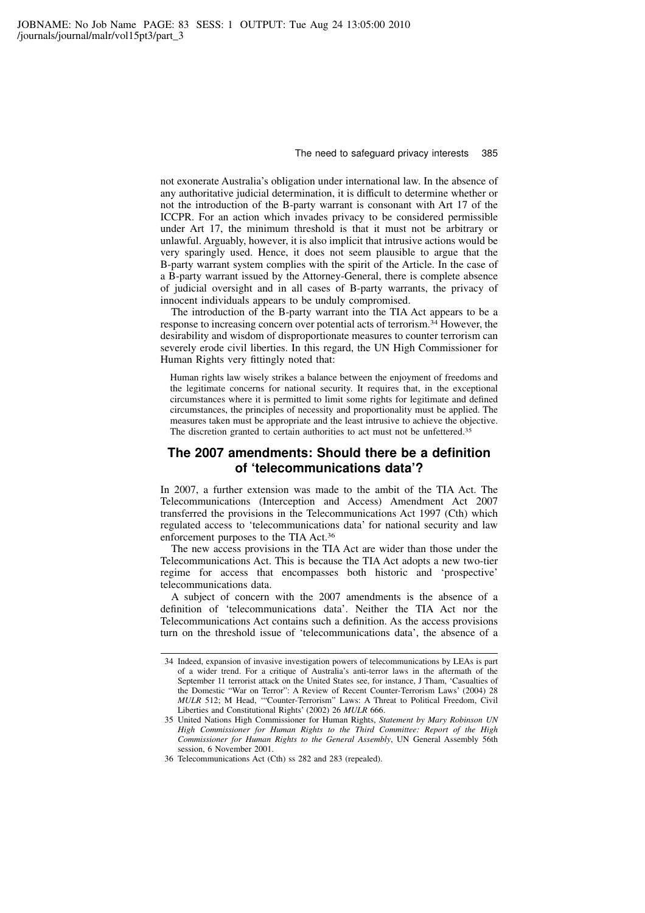not exonerate Australia's obligation under international law. In the absence of any authoritative judicial determination, it is difficult to determine whether or not the introduction of the B-party warrant is consonant with Art 17 of the ICCPR. For an action which invades privacy to be considered permissible under Art 17, the minimum threshold is that it must not be arbitrary or unlawful. Arguably, however, it is also implicit that intrusive actions would be very sparingly used. Hence, it does not seem plausible to argue that the B-party warrant system complies with the spirit of the Article. In the case of a B-party warrant issued by the Attorney-General, there is complete absence of judicial oversight and in all cases of B-party warrants, the privacy of innocent individuals appears to be unduly compromised.

The introduction of the B-party warrant into the TIA Act appears to be a response to increasing concern over potential acts of terrorism.[34] However, the desirability and wisdom of disproportionate measures to counter terrorism can severely erode civil liberties. In this regard, the UN High Commissioner for Human Rights very fittingly noted that:

> Human rights law wisely strikes a balance between the enjoyment of freedoms and the legitimate concerns for national security. It requires that, in the exceptional circumstances where it is permitted to limit some rights for legitimate and defined circumstances, the principles of necessity and proportionality must be applied. The measures taken must be appropriate and the least intrusive to achieve the objective. The discretion granted to certain authorities to act must not be unfettered.[35]

## The 2007 amendments: Should there be a definition of 'telecommunications data'?

In 2007, a further extension was made to the ambit of the TIA Act. The Telecommunications (Interception and Access) Amendment Act 2007 transferred the provisions in the Telecommunications Act 1997 (Cth) which regulated access to 'telecommunications data' for national security and law enforcement purposes to the TIA Act.[36]

The new access provisions in the TIA Act are wider than those under the Telecommunications Act. This is because the TIA Act adopts a new two-tier regime for access that encompasses both historic and 'prospective' telecommunications data.

A subject of concern with the 2007 amendments is the absence of a definition of 'telecommunications data'. Neither the TIA Act nor the Telecommunications Act contains such a definition. As the access provisions turn on the threshold issue of 'telecommunications data', the absence of a

---

34 Indeed, expansion of invasive investigation powers of telecommunications by LEAs is part of a wider trend. For a critique of Australia's anti-terror laws in the aftermath of the September 11 terrorist attack on the United States see, for instance, J Tham, 'Casualties of the Domestic "War on Terror": A Review of Recent Counter-Terrorism Laws' (2004) 28 *MULR* 512; M Head, '"Counter-Terrorism" Laws: A Threat to Political Freedom, Civil Liberties and Constitutional Rights' (2002) 26 *MULR* 666.

35 United Nations High Commissioner for Human Rights, *Statement by Mary Robinson UN High Commissioner for Human Rights to the Third Committee: Report of the High Commissioner for Human Rights to the General Assembly*, UN General Assembly 56th session, 6 November 2001.

36 Telecommunications Act (Cth) ss 282 and 283 (repealed).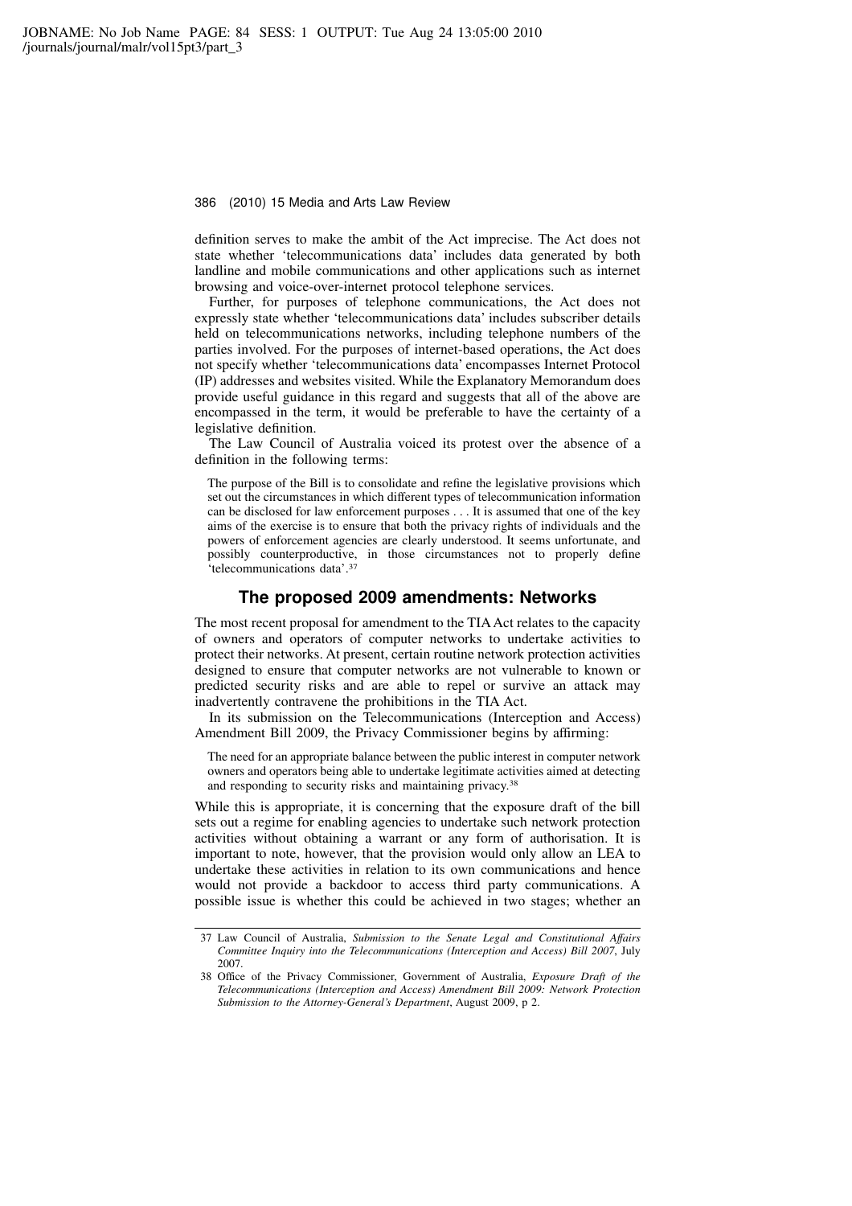definition serves to make the ambit of the Act imprecise. The Act does not state whether 'telecommunications data' includes data generated by both landline and mobile communications and other applications such as internet browsing and voice-over-internet protocol telephone services.

Further, for purposes of telephone communications, the Act does not expressly state whether 'telecommunications data' includes subscriber details held on telecommunications networks, including telephone numbers of the parties involved. For the purposes of internet-based operations, the Act does not specify whether 'telecommunications data' encompasses Internet Protocol (IP) addresses and websites visited. While the Explanatory Memorandum does provide useful guidance in this regard and suggests that all of the above are encompassed in the term, it would be preferable to have the certainty of a legislative definition.

The Law Council of Australia voiced its protest over the absence of a definition in the following terms:

> The purpose of the Bill is to consolidate and refine the legislative provisions which set out the circumstances in which different types of telecommunication information can be disclosed for law enforcement purposes . . . It is assumed that one of the key aims of the exercise is to ensure that both the privacy rights of individuals and the powers of enforcement agencies are clearly understood. It seems unfortunate, and possibly counterproductive, in those circumstances not to properly define 'telecommunications data'.[37]

## The proposed 2009 amendments: Networks

The most recent proposal for amendment to the TIA Act relates to the capacity of owners and operators of computer networks to undertake activities to protect their networks. At present, certain routine network protection activities designed to ensure that computer networks are not vulnerable to known or predicted security risks and are able to repel or survive an attack may inadvertently contravene the prohibitions in the TIA Act.

In its submission on the Telecommunications (Interception and Access) Amendment Bill 2009, the Privacy Commissioner begins by affirming:

> The need for an appropriate balance between the public interest in computer network owners and operators being able to undertake legitimate activities aimed at detecting and responding to security risks and maintaining privacy.[38]

While this is appropriate, it is concerning that the exposure draft of the bill sets out a regime for enabling agencies to undertake such network protection activities without obtaining a warrant or any form of authorisation. It is important to note, however, that the provision would only allow an LEA to undertake these activities in relation to its own communications and hence would not provide a backdoor to access third party communications. A possible issue is whether this could be achieved in two stages; whether an

---

37 Law Council of Australia, *Submission to the Senate Legal and Constitutional Affairs Committee Inquiry into the Telecommunications (Interception and Access) Bill 2007*, July 2007.

38 Office of the Privacy Commissioner, Government of Australia, *Exposure Draft of the Telecommunications (Interception and Access) Amendment Bill 2009: Network Protection Submission to the Attorney-General's Department*, August 2009, p 2.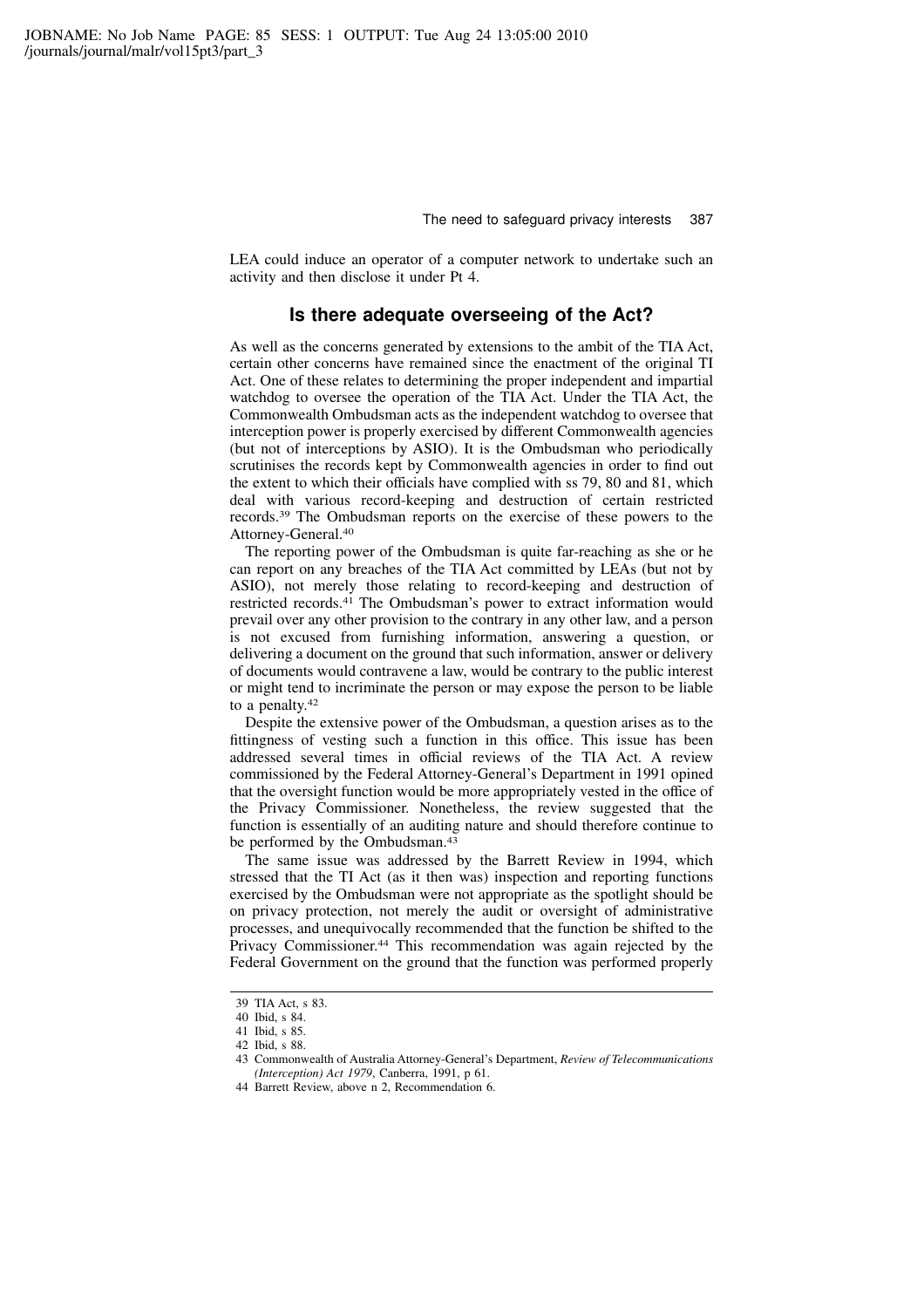LEA could induce an operator of a computer network to undertake such an activity and then disclose it under Pt 4.

## Is there adequate overseeing of the Act?

As well as the concerns generated by extensions to the ambit of the TIA Act, certain other concerns have remained since the enactment of the original TI Act. One of these relates to determining the proper independent and impartial watchdog to oversee the operation of the TIA Act. Under the TIA Act, the Commonwealth Ombudsman acts as the independent watchdog to oversee that interception power is properly exercised by different Commonwealth agencies (but not of interceptions by ASIO). It is the Ombudsman who periodically scrutinises the records kept by Commonwealth agencies in order to find out the extent to which their officials have complied with ss 79, 80 and 81, which deal with various record-keeping and destruction of certain restricted records.[39] The Ombudsman reports on the exercise of these powers to the Attorney-General.[40]

The reporting power of the Ombudsman is quite far-reaching as she or he can report on any breaches of the TIA Act committed by LEAs (but not by ASIO), not merely those relating to record-keeping and destruction of restricted records.[41] The Ombudsman's power to extract information would prevail over any other provision to the contrary in any other law, and a person is not excused from furnishing information, answering a question, or delivering a document on the ground that such information, answer or delivery of documents would contravene a law, would be contrary to the public interest or might tend to incriminate the person or may expose the person to be liable to a penalty.[42]

Despite the extensive power of the Ombudsman, a question arises as to the fittingness of vesting such a function in this office. This issue has been addressed several times in official reviews of the TIA Act. A review commissioned by the Federal Attorney-General's Department in 1991 opined that the oversight function would be more appropriately vested in the office of the Privacy Commissioner. Nonetheless, the review suggested that the function is essentially of an auditing nature and should therefore continue to be performed by the Ombudsman.[43]

The same issue was addressed by the Barrett Review in 1994, which stressed that the TI Act (as it then was) inspection and reporting functions exercised by the Ombudsman were not appropriate as the spotlight should be on privacy protection, not merely the audit or oversight of administrative processes, and unequivocally recommended that the function be shifted to the Privacy Commissioner.[44] This recommendation was again rejected by the Federal Government on the ground that the function was performed properly

---

39 TIA Act, s 83.

40 Ibid, s 84.

41 Ibid, s 85.

42 Ibid, s 88.

43 Commonwealth of Australia Attorney-General's Department, *Review of Telecommunications (Interception) Act 1979*, Canberra, 1991, p 61.

44 Barrett Review, above n 2, Recommendation 6.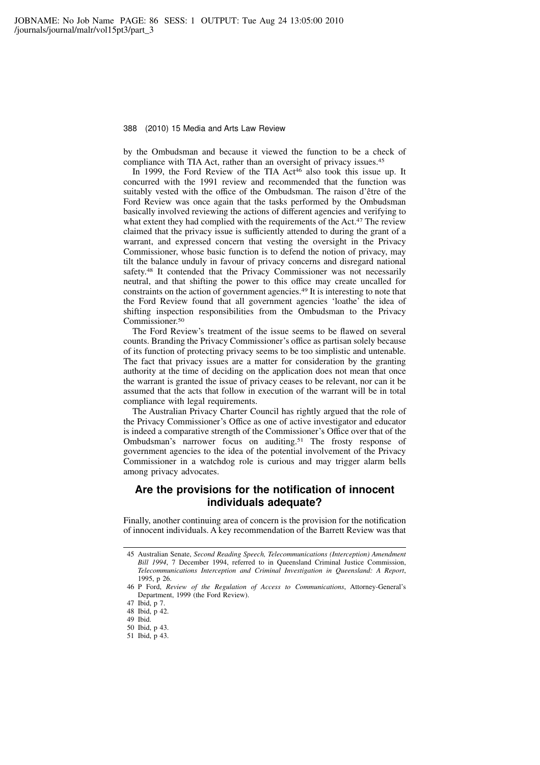by the Ombudsman and because it viewed the function to be a check of compliance with TIA Act, rather than an oversight of privacy issues.[45]

In 1999, the Ford Review of the TIA Act[46] also took this issue up. It concurred with the 1991 review and recommended that the function was suitably vested with the office of the Ombudsman. The raison d'être of the Ford Review was once again that the tasks performed by the Ombudsman basically involved reviewing the actions of different agencies and verifying to what extent they had complied with the requirements of the Act.[47] The review claimed that the privacy issue is sufficiently attended to during the grant of a warrant, and expressed concern that vesting the oversight in the Privacy Commissioner, whose basic function is to defend the notion of privacy, may tilt the balance unduly in favour of privacy concerns and disregard national safety.[48] It contended that the Privacy Commissioner was not necessarily neutral, and that shifting the power to this office may create uncalled for constraints on the action of government agencies.[49] It is interesting to note that the Ford Review found that all government agencies 'loathe' the idea of shifting inspection responsibilities from the Ombudsman to the Privacy Commissioner.[50]

The Ford Review's treatment of the issue seems to be flawed on several counts. Branding the Privacy Commissioner's office as partisan solely because of its function of protecting privacy seems to be too simplistic and untenable. The fact that privacy issues are a matter for consideration by the granting authority at the time of deciding on the application does not mean that once the warrant is granted the issue of privacy ceases to be relevant, nor can it be assumed that the acts that follow in execution of the warrant will be in total compliance with legal requirements.

The Australian Privacy Charter Council has rightly argued that the role of the Privacy Commissioner's Office as one of active investigator and educator is indeed a comparative strength of the Commissioner's Office over that of the Ombudsman's narrower focus on auditing.[51] The frosty response of government agencies to the idea of the potential involvement of the Privacy Commissioner in a watchdog role is curious and may trigger alarm bells among privacy advocates.

## Are the provisions for the notification of innocent individuals adequate?

Finally, another continuing area of concern is the provision for the notification of innocent individuals. A key recommendation of the Barrett Review was that

---

45 Australian Senate, *Second Reading Speech, Telecommunications (Interception) Amendment Bill 1994*, 7 December 1994, referred to in Queensland Criminal Justice Commission, *Telecommunications Interception and Criminal Investigation in Queensland: A Report*, 1995, p 26.

46 P Ford, *Review of the Regulation of Access to Communications*, Attorney-General's Department, 1999 (the Ford Review).

47 Ibid, p 7.

48 Ibid, p 42.

49 Ibid.

50 Ibid, p 43.

51 Ibid, p 43.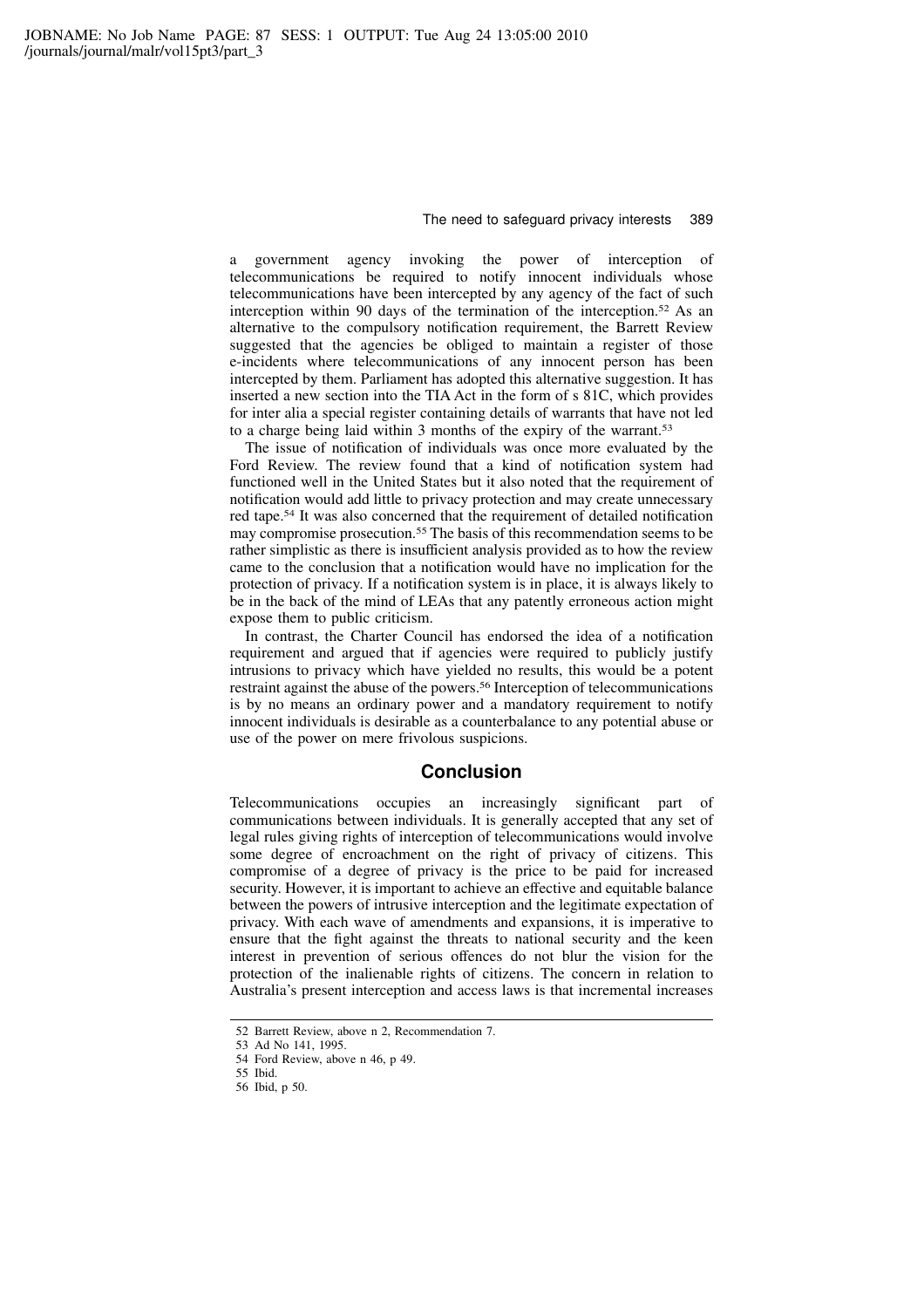a government agency invoking the power of interception of telecommunications be required to notify innocent individuals whose telecommunications have been intercepted by any agency of the fact of such interception within 90 days of the termination of the interception.[52] As an alternative to the compulsory notification requirement, the Barrett Review suggested that the agencies be obliged to maintain a register of those e-incidents where telecommunications of any innocent person has been intercepted by them. Parliament has adopted this alternative suggestion. It has inserted a new section into the TIA Act in the form of s 81C, which provides for inter alia a special register containing details of warrants that have not led to a charge being laid within 3 months of the expiry of the warrant.[53]

The issue of notification of individuals was once more evaluated by the Ford Review. The review found that a kind of notification system had functioned well in the United States but it also noted that the requirement of notification would add little to privacy protection and may create unnecessary red tape.[54] It was also concerned that the requirement of detailed notification may compromise prosecution.[55] The basis of this recommendation seems to be rather simplistic as there is insufficient analysis provided as to how the review came to the conclusion that a notification would have no implication for the protection of privacy. If a notification system is in place, it is always likely to be in the back of the mind of LEAs that any patently erroneous action might expose them to public criticism.

In contrast, the Charter Council has endorsed the idea of a notification requirement and argued that if agencies were required to publicly justify intrusions to privacy which have yielded no results, this would be a potent restraint against the abuse of the powers.[56] Interception of telecommunications is by no means an ordinary power and a mandatory requirement to notify innocent individuals is desirable as a counterbalance to any potential abuse or use of the power on mere frivolous suspicions.

## Conclusion

Telecommunications occupies an increasingly significant part of communications between individuals. It is generally accepted that any set of legal rules giving rights of interception of telecommunications would involve some degree of encroachment on the right of privacy of citizens. This compromise of a degree of privacy is the price to be paid for increased security. However, it is important to achieve an effective and equitable balance between the powers of intrusive interception and the legitimate expectation of privacy. With each wave of amendments and expansions, it is imperative to ensure that the fight against the threats to national security and the keen interest in prevention of serious offences do not blur the vision for the protection of the inalienable rights of citizens. The concern in relation to Australia's present interception and access laws is that incremental increases

---

52 Barrett Review, above n 2, Recommendation 7.

53 Ad No 141, 1995.

54 Ford Review, above n 46, p 49.

55 Ibid.

56 Ibid, p 50.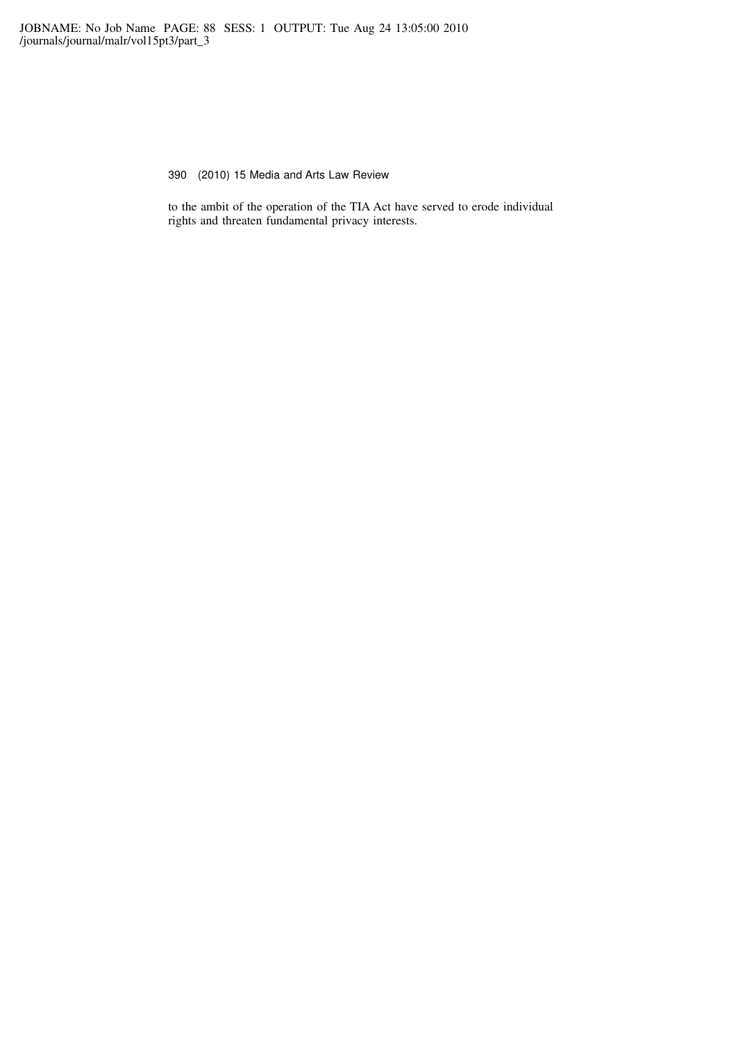to the ambit of the operation of the TIA Act have served to erode individual rights and threaten fundamental privacy interests.